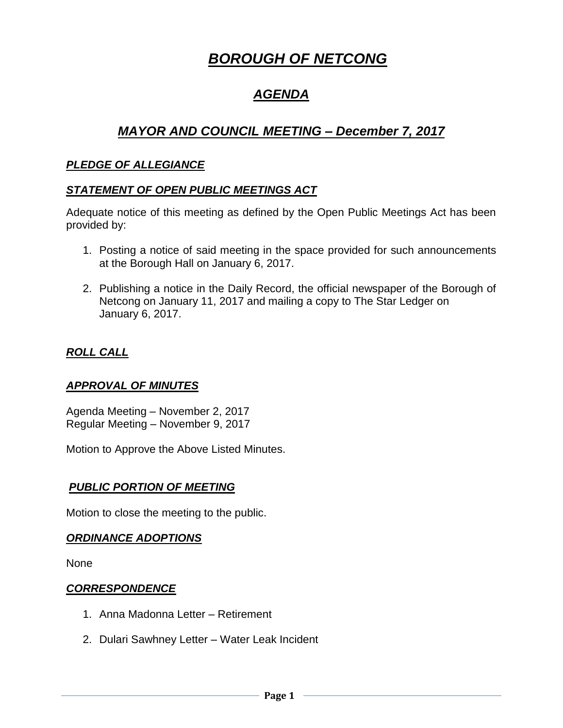# ***BOROUGH OF NETCONG***

## ***AGENDA***

## ***MAYOR AND COUNCIL MEETING – December 7, 2017***

### ***PLEDGE OF ALLEGIANCE***

### ***STATEMENT OF OPEN PUBLIC MEETINGS ACT***

Adequate notice of this meeting as defined by the Open Public Meetings Act has been provided by:

1. Posting a notice of said meeting in the space provided for such announcements at the Borough Hall on January 6, 2017.

2. Publishing a notice in the Daily Record, the official newspaper of the Borough of Netcong on January 11, 2017 and mailing a copy to The Star Ledger on January 6, 2017.

### ***ROLL CALL***

### ***APPROVAL OF MINUTES***

Agenda Meeting – November 2, 2017
Regular Meeting – November 9, 2017

Motion to Approve the Above Listed Minutes.

### ***PUBLIC PORTION OF MEETING***

Motion to close the meeting to the public.

### ***ORDINANCE ADOPTIONS***

None

### ***CORRESPONDENCE***

1. Anna Madonna Letter – Retirement

2. Dulari Sawhney Letter – Water Leak Incident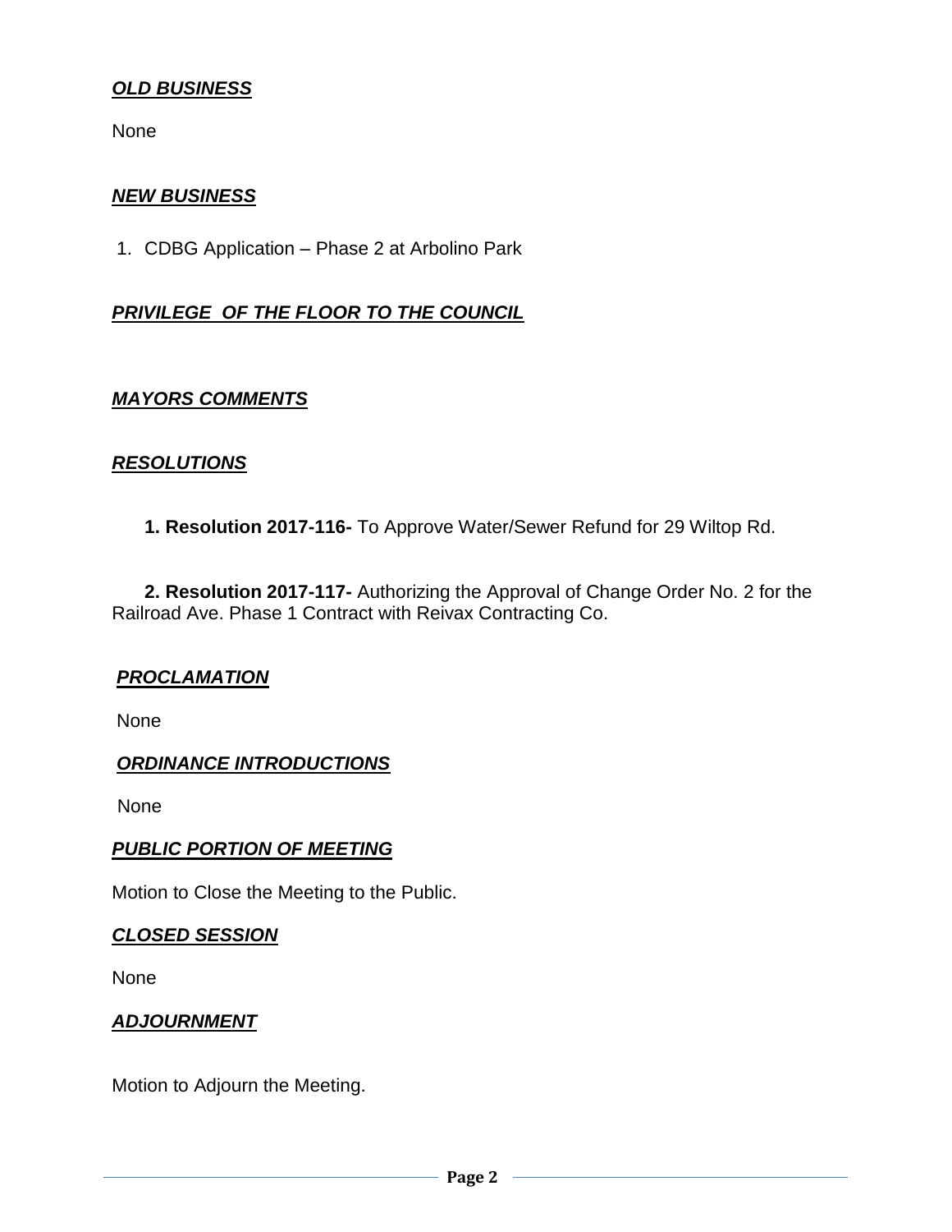***OLD BUSINESS***

None

***NEW BUSINESS***

1. CDBG Application – Phase 2 at Arbolino Park

***PRIVILEGE OF THE FLOOR TO THE COUNCIL***

***MAYORS COMMENTS***

***RESOLUTIONS***

**1. Resolution 2017-116-** To Approve Water/Sewer Refund for 29 Wiltop Rd.

**2. Resolution 2017-117-** Authorizing the Approval of Change Order No. 2 for the Railroad Ave. Phase 1 Contract with Reivax Contracting Co.

***PROCLAMATION***

None

***ORDINANCE INTRODUCTIONS***

None

***PUBLIC PORTION OF MEETING***

Motion to Close the Meeting to the Public.

***CLOSED SESSION***

None

***ADJOURNMENT***

Motion to Adjourn the Meeting.